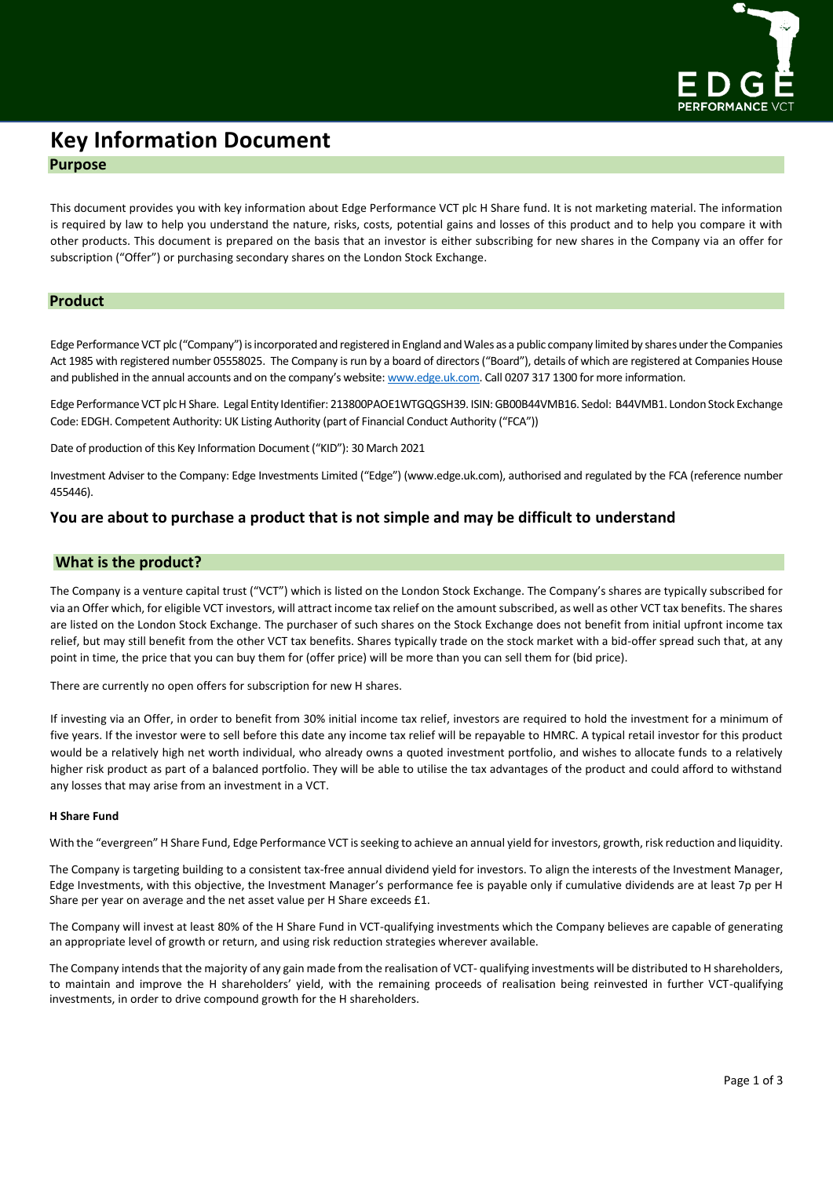# Key Information Document

## Purpose

This document provides you with key information about Edge Performance VCT plc H Share fund. It is not marketing material. The information is required by law to help you understand the nature, risks, costs, potential gains and losses of this product and to help you compare it with other products. This document is prepared on the basis that an investor is either subscribing for new shares in the Company via an offer for subscription ("Offer") or purchasing secondary shares on the London Stock Exchange.

## Product

Edge Performance VCT plc ("Company") is incorporated and registered in England and Wales as a public company limited by shares under the Companies Act 1985 with registered number 05558025. The Company is run by a board of directors ("Board"), details of which are registered at Companies House and published in the annual accounts and on the company's website: www.edge.uk.com. Call 0207 317 1300 for more information.

Edge Performance VCT plc H Share. Legal Entity Identifier: 213800PAOE1WTGQGSH39. ISIN: GB00B44VMB16. Sedol: B44VMB1. London Stock Exchange Code: EDGH. Competent Authority: UK Listing Authority (part of Financial Conduct Authority ("FCA"))

Date of production of this Key Information Document ("KID"): 30 March 2021

Investment Adviser to the Company: Edge Investments Limited ("Edge") (www.edge.uk.com), authorised and regulated by the FCA (reference number 455446).

### You are about to purchase a product that is not simple and may be difficult to understand

## What is the product?

The Company is a venture capital trust ("VCT") which is listed on the London Stock Exchange. The Company's shares are typically subscribed for via an Offer which, for eligible VCT investors, will attract income tax relief on the amount subscribed, as well as other VCT tax benefits. The shares are listed on the London Stock Exchange. The purchaser of such shares on the Stock Exchange does not benefit from initial upfront income tax relief, but may still benefit from the other VCT tax benefits. Shares typically trade on the stock market with a bid-offer spread such that, at any point in time, the price that you can buy them for (offer price) will be more than you can sell them for (bid price).

There are currently no open offers for subscription for new H shares.

If investing via an Offer, in order to benefit from 30% initial income tax relief, investors are required to hold the investment for a minimum of five years. If the investor were to sell before this date any income tax relief will be repayable to HMRC. A typical retail investor for this product would be a relatively high net worth individual, who already owns a quoted investment portfolio, and wishes to allocate funds to a relatively higher risk product as part of a balanced portfolio. They will be able to utilise the tax advantages of the product and could afford to withstand any losses that may arise from an investment in a VCT.

#### H Share Fund

With the "evergreen" H Share Fund, Edge Performance VCT is seeking to achieve an annual yield for investors, growth, risk reduction and liquidity.

The Company is targeting building to a consistent tax-free annual dividend yield for investors. To align the interests of the Investment Manager, Edge Investments, with this objective, the Investment Manager's performance fee is payable only if cumulative dividends are at least 7p per H Share per year on average and the net asset value per H Share exceeds £1.

The Company will invest at least 80% of the H Share Fund in VCT-qualifying investments which the Company believes are capable of generating an appropriate level of growth or return, and using risk reduction strategies wherever available.

The Company intends that the majority of any gain made from the realisation of VCT- qualifying investments will be distributed to H shareholders, to maintain and improve the H shareholders' yield, with the remaining proceeds of realisation being reinvested in further VCT-qualifying investments, in order to drive compound growth for the H shareholders.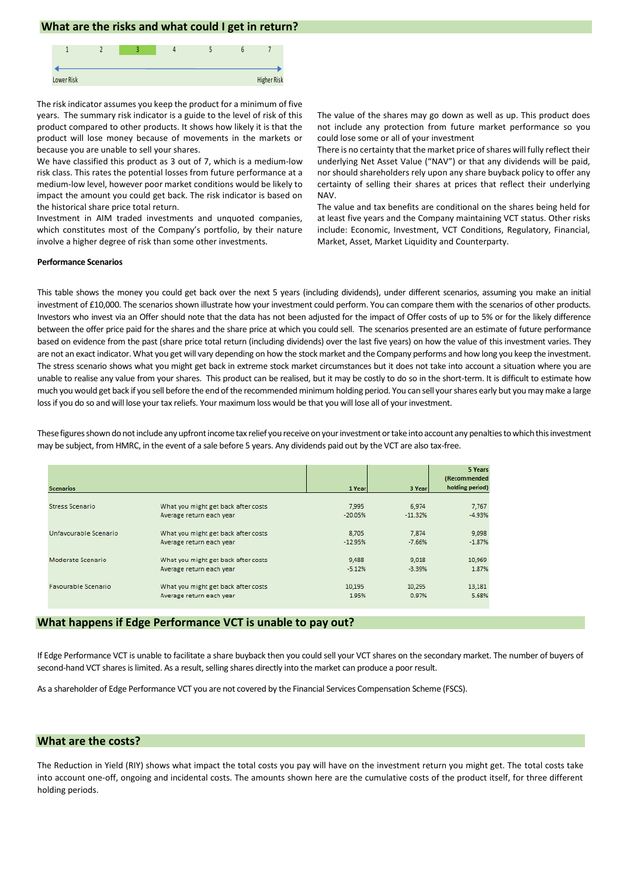## What are the risks and what could I get in return?

| 1 | 2 | **3** | 4 | 5 | 6 | 7 |
|---|---|---|---|---|---|---|

Lower Risk ← → Higher Risk

The risk indicator assumes you keep the product for a minimum of five years. The summary risk indicator is a guide to the level of risk of this product compared to other products. It shows how likely it is that the product will lose money because of movements in the markets or because you are unable to sell your shares.

We have classified this product as 3 out of 7, which is a medium-low risk class. This rates the potential losses from future performance at a medium-low level, however poor market conditions would be likely to impact the amount you could get back. The risk indicator is based on the historical share price total return.

Investment in AIM traded investments and unquoted companies, which constitutes most of the Company's portfolio, by their nature involve a higher degree of risk than some other investments.

The value of the shares may go down as well as up. This product does not include any protection from future market performance so you could lose some or all of your investment

There is no certainty that the market price of shares will fully reflect their underlying Net Asset Value ("NAV") or that any dividends will be paid, nor should shareholders rely upon any share buyback policy to offer any certainty of selling their shares at prices that reflect their underlying NAV.

The value and tax benefits are conditional on the shares being held for at least five years and the Company maintaining VCT status. Other risks include: Economic, Investment, VCT Conditions, Regulatory, Financial, Market, Asset, Market Liquidity and Counterparty.

**Performance Scenarios**

This table shows the money you could get back over the next 5 years (including dividends), under different scenarios, assuming you make an initial investment of £10,000. The scenarios shown illustrate how your investment could perform. You can compare them with the scenarios of other products. Investors who invest via an Offer should note that the data has not been adjusted for the impact of Offer costs of up to 5% or for the likely difference between the offer price paid for the shares and the share price at which you could sell. The scenarios presented are an estimate of future performance based on evidence from the past (share price total return (including dividends) over the last five years) on how the value of this investment varies. They are not an exact indicator. What you get will vary depending on how the stock market and the Company performs and how long you keep the investment. The stress scenario shows what you might get back in extreme stock market circumstances but it does not take into account a situation where you are unable to realise any value from your shares. This product can be realised, but it may be costly to do so in the short-term. It is difficult to estimate how much you would get back if you sell before the end of the recommended minimum holding period. You can sell your shares early but you may make a large loss if you do so and will lose your tax reliefs. Your maximum loss would be that you will lose all of your investment.

These figures shown do not include any upfront income tax relief you receive on your investment or take into account any penalties to which this investment may be subject, from HMRC, in the event of a sale before 5 years. Any dividends paid out by the VCT are also tax-free.

| Scenarios | | 1 Year | 3 Year | 5 Years (Recommended holding period) |
|---|---|---|---|---|
| Stress Scenario | What you might get back after costs | 7,995 | 6,974 | 7,767 |
| | Average return each year | -20.05% | -11.32% | -4.93% |
| Unfavourable Scenario | What you might get back after costs | 8,705 | 7,874 | 9,098 |
| | Average return each year | -12.95% | -7.66% | -1.87% |
| Moderate Scenario | What you might get back after costs | 9,488 | 9,018 | 10,969 |
| | Average return each year | -5.12% | -3.39% | 1.87% |
| Favourable Scenario | What you might get back after costs | 10,195 | 10,295 | 13,181 |
| | Average return each year | 1.95% | 0.97% | 5.68% |

## What happens if Edge Performance VCT is unable to pay out?

If Edge Performance VCT is unable to facilitate a share buyback then you could sell your VCT shares on the secondary market. The number of buyers of second-hand VCT shares is limited. As a result, selling shares directly into the market can produce a poor result.

As a shareholder of Edge Performance VCT you are not covered by the Financial Services Compensation Scheme (FSCS).

## What are the costs?

The Reduction in Yield (RIY) shows what impact the total costs you pay will have on the investment return you might get. The total costs take into account one-off, ongoing and incidental costs. The amounts shown here are the cumulative costs of the product itself, for three different holding periods.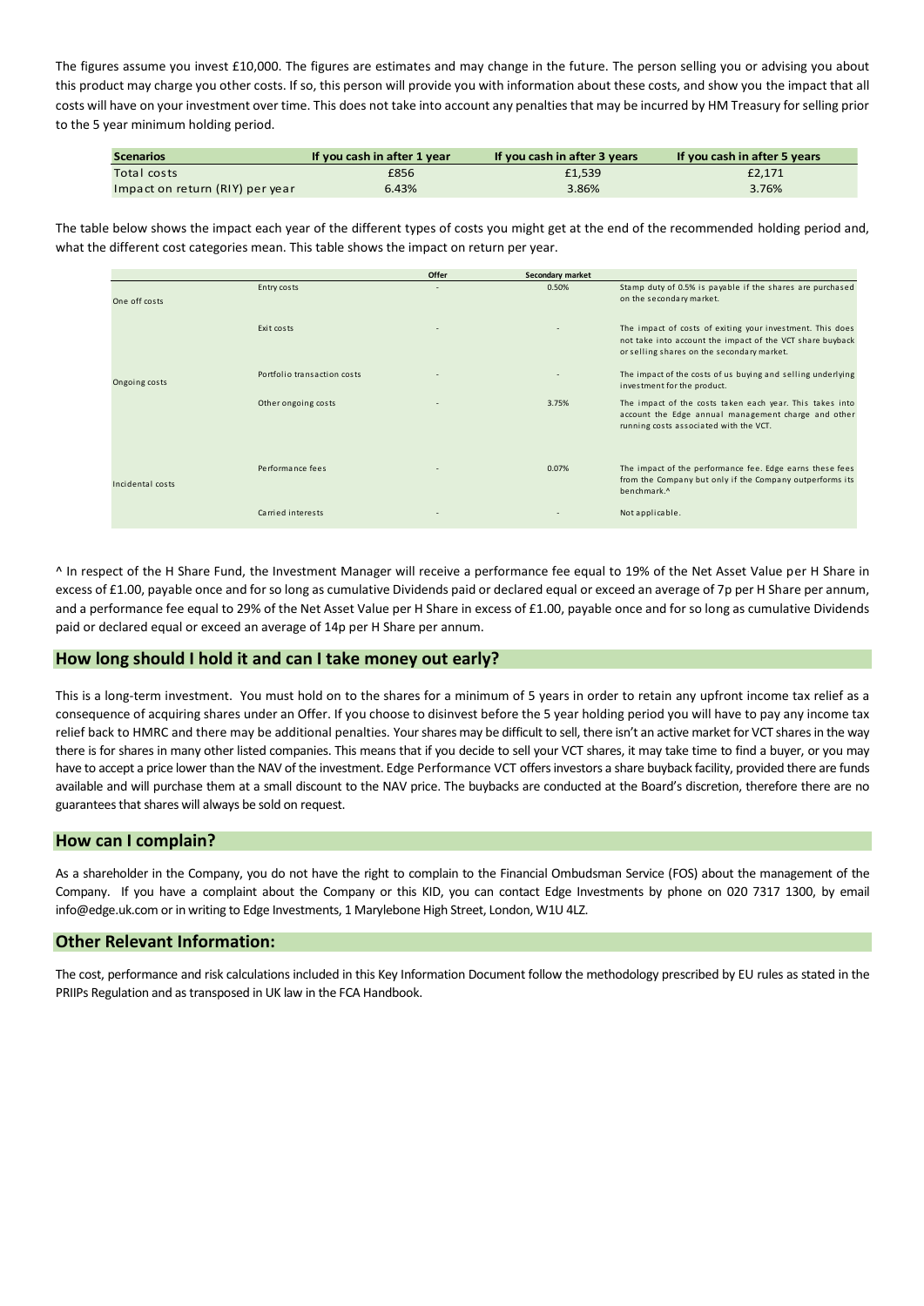The figures assume you invest £10,000. The figures are estimates and may change in the future. The person selling you or advising you about this product may charge you other costs. If so, this person will provide you with information about these costs, and show you the impact that all costs will have on your investment over time. This does not take into account any penalties that may be incurred by HM Treasury for selling prior to the 5 year minimum holding period.

| Scenarios | If you cash in after 1 year | If you cash in after 3 years | If you cash in after 5 years |
|---|---|---|---|
| Total costs | £856 | £1,539 | £2,171 |
| Impact on return (RIY) per year | 6.43% | 3.86% | 3.76% |

The table below shows the impact each year of the different types of costs you might get at the end of the recommended holding period and, what the different cost categories mean. This table shows the impact on return per year.

| | | Offer | Secondary market | |
|---|---|---|---|---|
| One off costs | Entry costs | - | 0.50% | Stamp duty of 0.5% is payable if the shares are purchased on the secondary market. |
| | Exit costs | - | - | The impact of costs of exiting your investment. This does not take into account the impact of the VCT share buyback or selling shares on the secondary market. |
| Ongoing costs | Portfolio transaction costs | - | - | The impact of the costs of us buying and selling underlying investment for the product. |
| | Other ongoing costs | - | 3.75% | The impact of the costs taken each year. This takes into account the Edge annual management charge and other running costs associated with the VCT. |
| Incidental costs | Performance fees | - | 0.07% | The impact of the performance fee. Edge earns these fees from the Company but only if the Company outperforms its benchmark.^ |
| | Carried interests | - | - | Not applicable. |

^ In respect of the H Share Fund, the Investment Manager will receive a performance fee equal to 19% of the Net Asset Value per H Share in excess of £1.00, payable once and for so long as cumulative Dividends paid or declared equal or exceed an average of 7p per H Share per annum, and a performance fee equal to 29% of the Net Asset Value per H Share in excess of £1.00, payable once and for so long as cumulative Dividends paid or declared equal or exceed an average of 14p per H Share per annum.

## How long should I hold it and can I take money out early?

This is a long-term investment. You must hold on to the shares for a minimum of 5 years in order to retain any upfront income tax relief as a consequence of acquiring shares under an Offer. If you choose to disinvest before the 5 year holding period you will have to pay any income tax relief back to HMRC and there may be additional penalties. Your shares may be difficult to sell, there isn't an active market for VCT shares in the way there is for shares in many other listed companies. This means that if you decide to sell your VCT shares, it may take time to find a buyer, or you may have to accept a price lower than the NAV of the investment. Edge Performance VCT offers investors a share buyback facility, provided there are funds available and will purchase them at a small discount to the NAV price. The buybacks are conducted at the Board's discretion, therefore there are no guarantees that shares will always be sold on request.

## How can I complain?

As a shareholder in the Company, you do not have the right to complain to the Financial Ombudsman Service (FOS) about the management of the Company. If you have a complaint about the Company or this KID, you can contact Edge Investments by phone on 020 7317 1300, by email info@edge.uk.com or in writing to Edge Investments, 1 Marylebone High Street, London, W1U 4LZ.

## Other Relevant Information:

The cost, performance and risk calculations included in this Key Information Document follow the methodology prescribed by EU rules as stated in the PRIIPs Regulation and as transposed in UK law in the FCA Handbook.